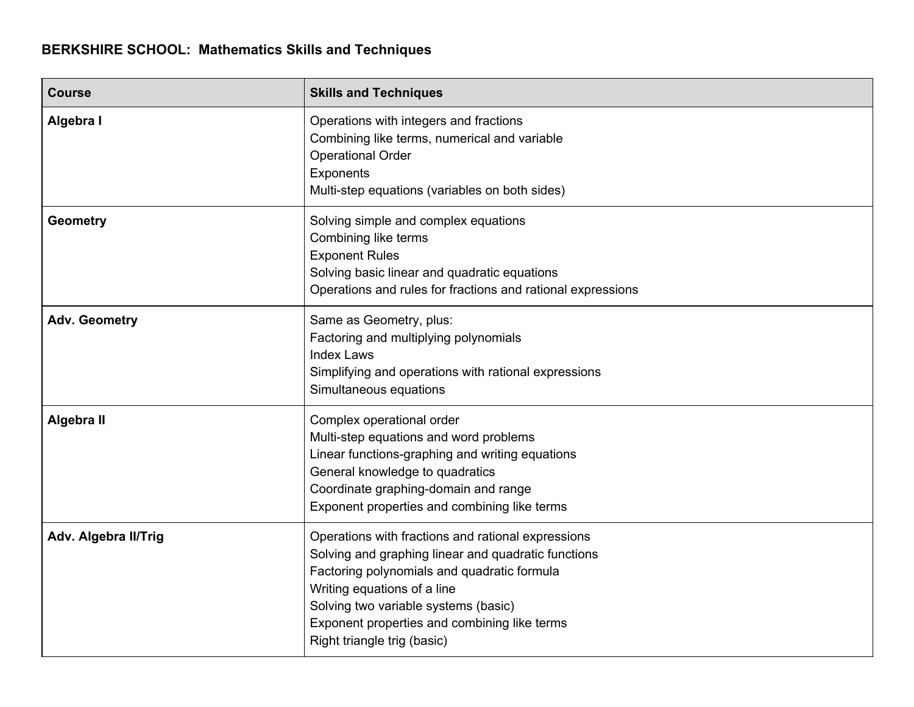**BERKSHIRE SCHOOL: Mathematics Skills and Techniques**

| Course | Skills and Techniques |
| --- | --- |
| **Algebra I** | Operations with integers and fractions<br>Combining like terms, numerical and variable<br>Operational Order<br>Exponents<br>Multi-step equations (variables on both sides) |
| **Geometry** | Solving simple and complex equations<br>Combining like terms<br>Exponent Rules<br>Solving basic linear and quadratic equations<br>Operations and rules for fractions and rational expressions |
| **Adv. Geometry** | Same as Geometry, plus:<br>Factoring and multiplying polynomials<br>Index Laws<br>Simplifying and operations with rational expressions<br>Simultaneous equations |
| **Algebra II** | Complex operational order<br>Multi-step equations and word problems<br>Linear functions-graphing and writing equations<br>General knowledge to quadratics<br>Coordinate graphing-domain and range<br>Exponent properties and combining like terms |
| **Adv. Algebra II/Trig** | Operations with fractions and rational expressions<br>Solving and graphing linear and quadratic functions<br>Factoring polynomials and quadratic formula<br>Writing equations of a line<br>Solving two variable systems (basic)<br>Exponent properties and combining like terms<br>Right triangle trig (basic) |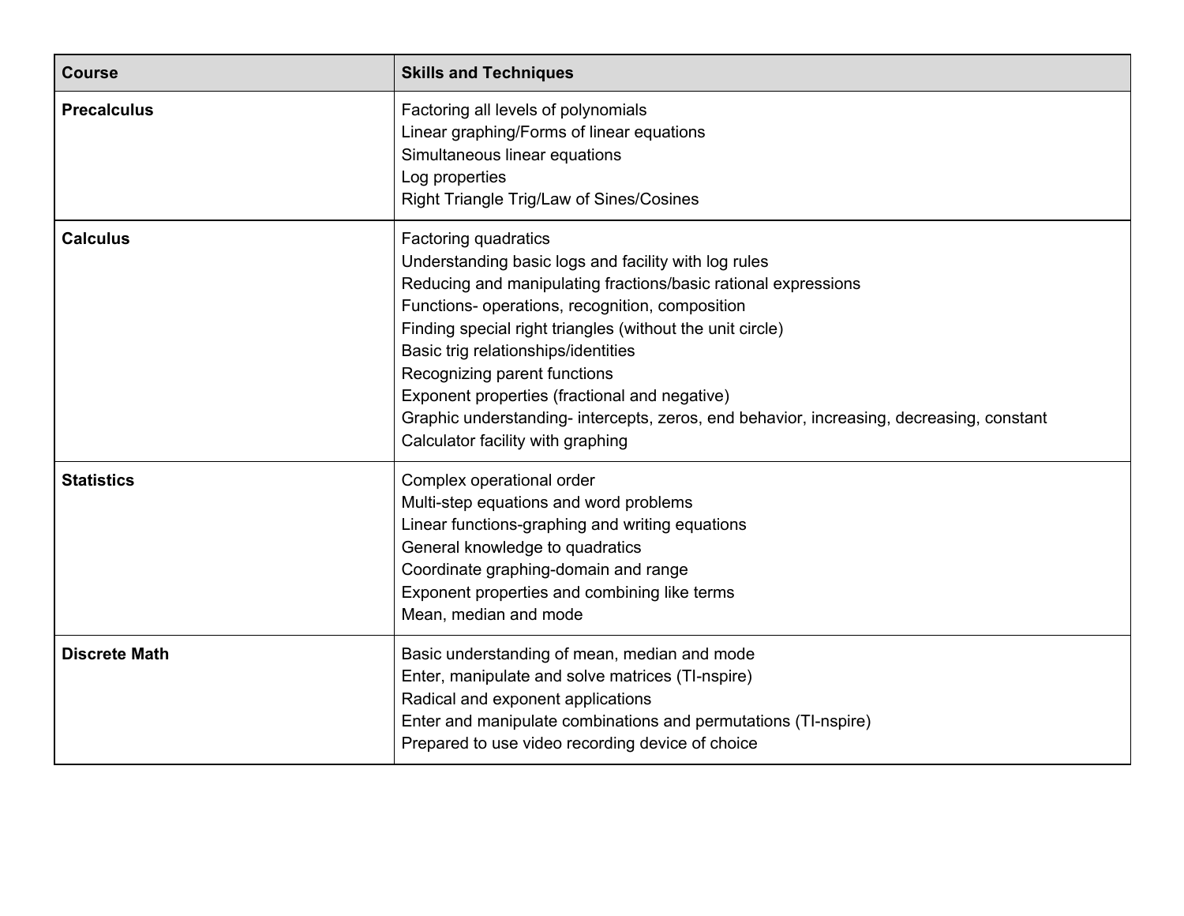| Course | Skills and Techniques |
|---|---|
| **Precalculus** | Factoring all levels of polynomials<br>Linear graphing/Forms of linear equations<br>Simultaneous linear equations<br>Log properties<br>Right Triangle Trig/Law of Sines/Cosines |
| **Calculus** | Factoring quadratics<br>Understanding basic logs and facility with log rules<br>Reducing and manipulating fractions/basic rational expressions<br>Functions- operations, recognition, composition<br>Finding special right triangles (without the unit circle)<br>Basic trig relationships/identities<br>Recognizing parent functions<br>Exponent properties (fractional and negative)<br>Graphic understanding- intercepts, zeros, end behavior, increasing, decreasing, constant<br>Calculator facility with graphing |
| **Statistics** | Complex operational order<br>Multi-step equations and word problems<br>Linear functions-graphing and writing equations<br>General knowledge to quadratics<br>Coordinate graphing-domain and range<br>Exponent properties and combining like terms<br>Mean, median and mode |
| **Discrete Math** | Basic understanding of mean, median and mode<br>Enter, manipulate and solve matrices (TI-nspire)<br>Radical and exponent applications<br>Enter and manipulate combinations and permutations (TI-nspire)<br>Prepared to use video recording device of choice |